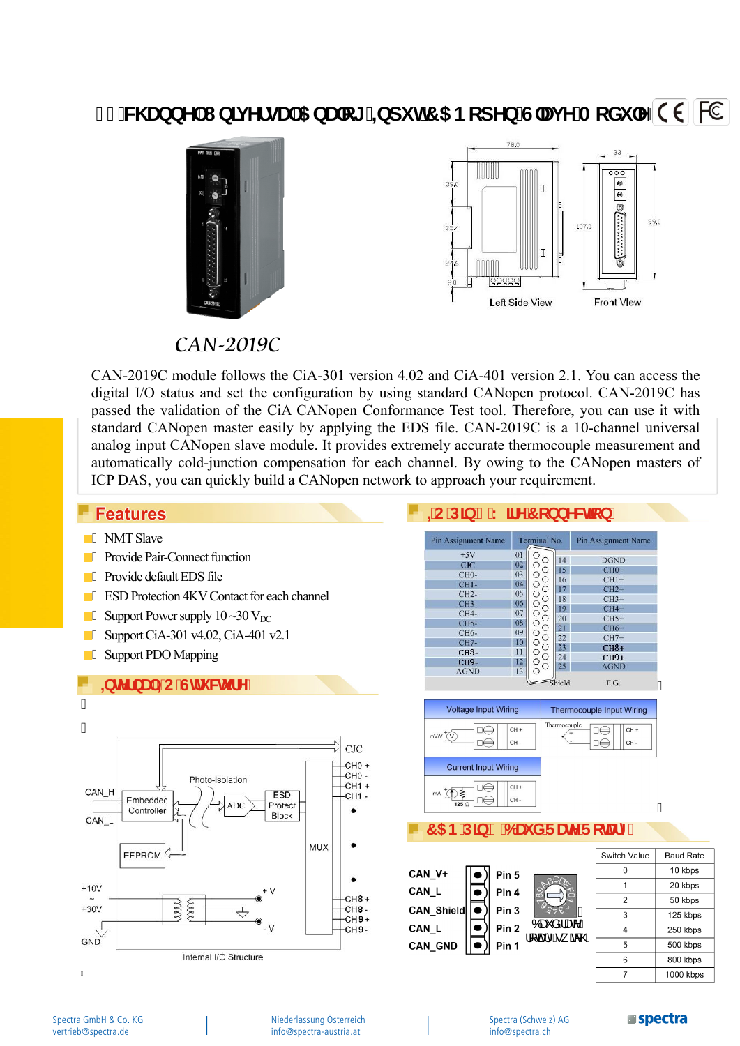# 10-channel Universal Analog Input CANopen Slave Module

Left Side View

Front View

*CAN-2019C*

CAN-2019C module follows the CiA-301 version 4.02 and CiA-401 version 2.1. You can access the digital I/O status and set the configuration by using standard CANopen protocol. CAN-2019C has passed the validation of the CiA CANopen Conformance Test tool. Therefore, you can use it with standard CANopen master easily by applying the EDS file. CAN-2019C is a 10-channel universal analog input CANopen slave module. It provides extremely accurate thermocouple measurement and automatically cold-junction compensation for each channel. By owing to the CANopen masters of ICP DAS, you can quickly build a CANopen network to approach your requirement.

## Features

- NMT Slave
- Provide Pair-Connect function
- Provide default EDS file
- ESD Protection 4KV Contact for each channel
- Support Power supply 10 ~30 $V_{DC}$
- Support CiA-301 v4.02, CiA-401 v2.1
- Support PDO Mapping

## Internal I/O Structure

CAN_H, CAN_L, Embedded Controller, EEPROM, Photo-Isolation, ADC, ESD Protect Block, MUX, CJC, CH0 +, CH0 -, CH1 +, CH1 -, CH8 +, CH8 -, CH9 +, CH9 -, +10V ~ +30V, GND, + V, - V

Internal I/O Structure

## I/O Pin & Wire Connection

| Pin Assignment Name | Terminal No. | | Pin Assignment Name |
|---|---|---|---|
| +5V | 01 | 14 | DGND |
| CJC | 02 | 15 | CH0+ |
| CH0- | 03 | 16 | CH1+ |
| CH1- | 04 | 17 | CH2+ |
| CH2- | 05 | 18 | CH3+ |
| CH3- | 06 | 19 | CH4+ |
| CH4- | 07 | 20 | CH5+ |
| CH5- | 08 | 21 | CH6+ |
| CH6- | 09 | 22 | CH7+ |
| CH7- | 10 | 23 | CH8+ |
| CH8- | 11 | 24 | CH9+ |
| CH9- | 12 | 25 | AGND |
| AGND | 13 | | |
| | Shield | | F.G. |

| Voltage Input Wiring | Thermocouple Input Wiring |
|---|---|
| mV/V — CH+ / CH- | Thermocouple — CH+ / CH- |

| Current Input Wiring |
|---|
| mA, 125 Ω — CH+ / CH- |

## CAN Pin & Baud Rate Rotary

| Signal | Pin |
|---|---|
| CAN_V+ | Pin 5 |
| CAN_L | Pin 4 |
| CAN_Shield | Pin 3 |
| CAN_L | Pin 2 |
| CAN_GND | Pin 1 |

Baudrate rotary switch

| Switch Value | Baud Rate |
|---|---|
| 0 | 10 kbps |
| 1 | 20 kbps |
| 2 | 50 kbps |
| 3 | 125 kbps |
| 4 | 250 kbps |
| 5 | 500 kbps |
| 6 | 800 kbps |
| 7 | 1000 kbps |

Spectra GmbH & Co. KG
vertrieb@spectra.de

Niederlassung Österreich
info@spectra-austria.at

Spectra (Schweiz) AG
info@spectra.ch

spectra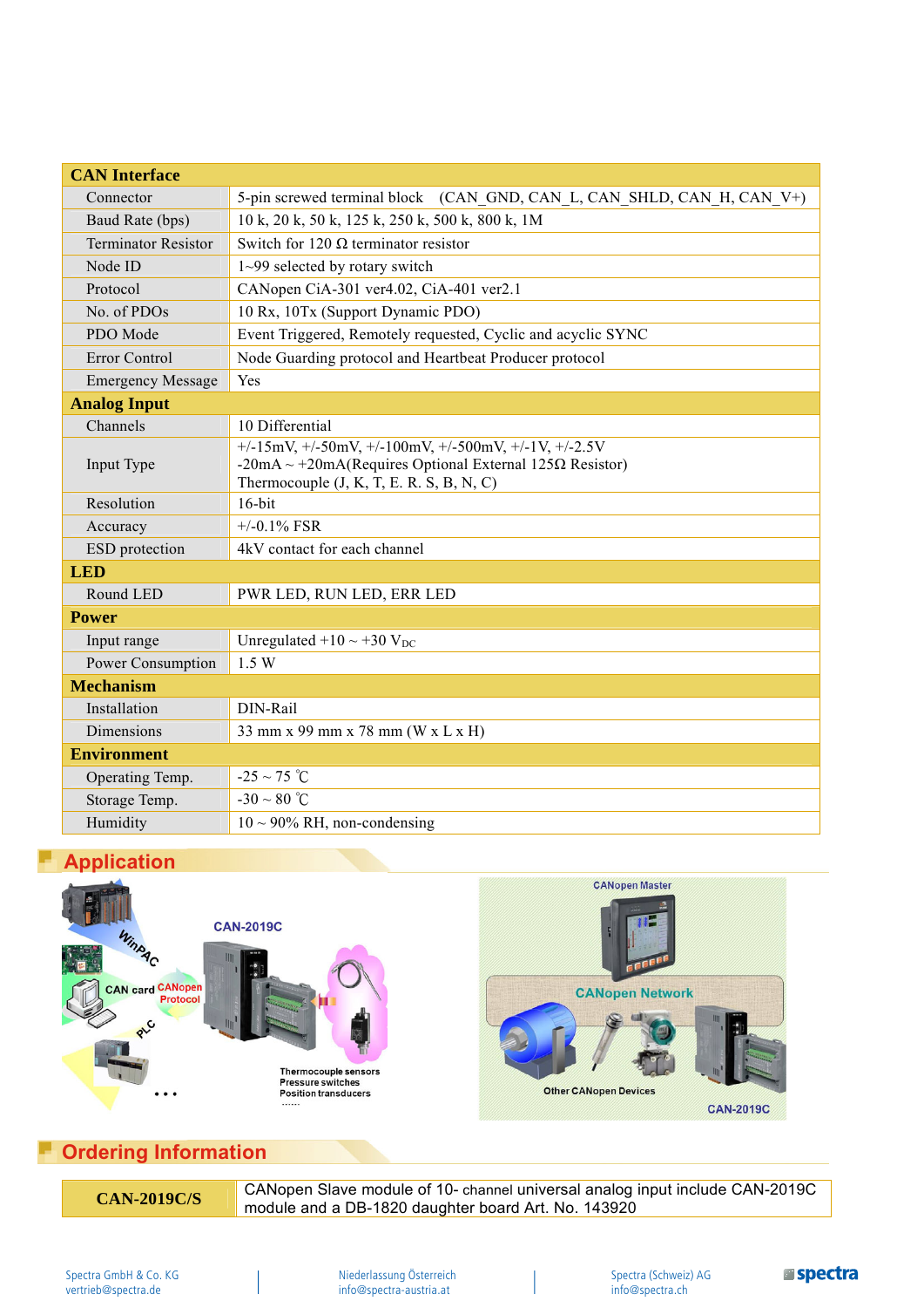| | |
|---|---|
| **CAN Interface** | |
| Connector | 5-pin screwed terminal block (CAN_GND, CAN_L, CAN_SHLD, CAN_H, CAN_V+) |
| Baud Rate (bps) | 10 k, 20 k, 50 k, 125 k, 250 k, 500 k, 800 k, 1M |
| Terminator Resistor | Switch for 120 Ω terminator resistor |
| Node ID | 1~99 selected by rotary switch |
| Protocol | CANopen CiA-301 ver4.02, CiA-401 ver2.1 |
| No. of PDOs | 10 Rx, 10Tx (Support Dynamic PDO) |
| PDO Mode | Event Triggered, Remotely requested, Cyclic and acyclic SYNC |
| Error Control | Node Guarding protocol and Heartbeat Producer protocol |
| Emergency Message | Yes |
| **Analog Input** | |
| Channels | 10 Differential |
| Input Type | +/-15mV, +/-50mV, +/-100mV, +/-500mV, +/-1V, +/-2.5V<br>-20mA ~ +20mA(Requires Optional External 125Ω Resistor)<br>Thermocouple (J, K, T, E. R. S, B, N, C) |
| Resolution | 16-bit |
| Accuracy | +/-0.1% FSR |
| ESD protection | 4kV contact for each channel |
| **LED** | |
| Round LED | PWR LED, RUN LED, ERR LED |
| **Power** | |
| Input range | Unregulated +10 ~ +30 $V_{DC}$ |
| Power Consumption | 1.5 W |
| **Mechanism** | |
| Installation | DIN-Rail |
| Dimensions | 33 mm x 99 mm x 78 mm (W x L x H) |
| **Environment** | |
| Operating Temp. | -25 ~ 75 ℃ |
| Storage Temp. | -30 ~ 80 ℃ |
| Humidity | 10 ~ 90% RH, non-condensing |

## Application

WinPAC
CAN card
CANopen Protocol
PLC
...
CAN-2019C
Thermocouple sensors
Pressure switches
Position transducers
......

CANopen Master
CANopen Network
Other CANopen Devices
CAN-2019C

## Ordering Information

| | |
|---|---|
| **CAN-2019C/S** | CANopen Slave module of 10- channel universal analog input include CAN-2019C module and a DB-1820 daughter board Art. No. 143920 |

Spectra GmbH & Co. KG
vertrieb@spectra.de

Niederlassung Österreich
info@spectra-austria.at

Spectra (Schweiz) AG
info@spectra.ch

spectra